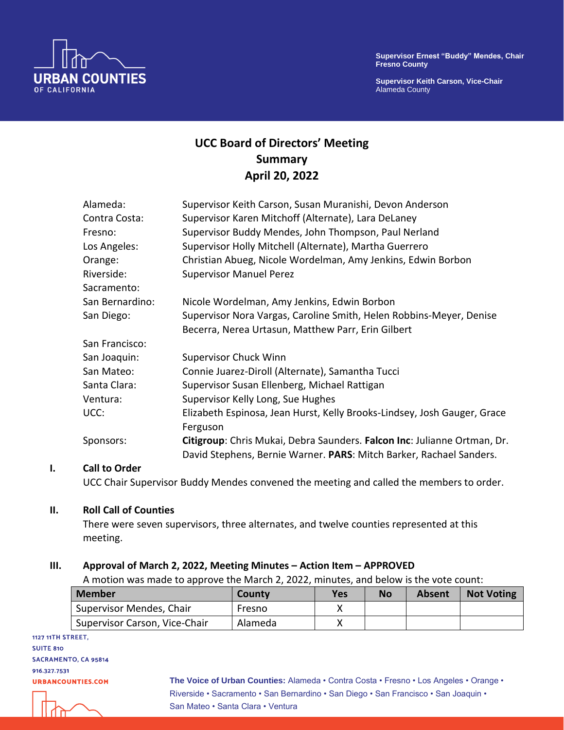Supervisor Ernest "Buddy" Mendes, Chair
Fresno County

Supervisor Keith Carson, Vice-Chair
Alameda County

# UCC Board of Directors' Meeting Summary April 20, 2022

| | |
|---|---|
| Alameda: | Supervisor Keith Carson, Susan Muranishi, Devon Anderson |
| Contra Costa: | Supervisor Karen Mitchoff (Alternate), Lara DeLaney |
| Fresno: | Supervisor Buddy Mendes, John Thompson, Paul Nerland |
| Los Angeles: | Supervisor Holly Mitchell (Alternate), Martha Guerrero |
| Orange: | Christian Abueg, Nicole Wordelman, Amy Jenkins, Edwin Borbon |
| Riverside: | Supervisor Manuel Perez |
| Sacramento: | |
| San Bernardino: | Nicole Wordelman, Amy Jenkins, Edwin Borbon |
| San Diego: | Supervisor Nora Vargas, Caroline Smith, Helen Robbins-Meyer, Denise Becerra, Nerea Urtasun, Matthew Parr, Erin Gilbert |
| San Francisco: | |
| San Joaquin: | Supervisor Chuck Winn |
| San Mateo: | Connie Juarez-Diroll (Alternate), Samantha Tucci |
| Santa Clara: | Supervisor Susan Ellenberg, Michael Rattigan |
| Ventura: | Supervisor Kelly Long, Sue Hughes |
| UCC: | Elizabeth Espinosa, Jean Hurst, Kelly Brooks-Lindsey, Josh Gauger, Grace Ferguson |
| Sponsors: | **Citigroup**: Chris Mukai, Debra Saunders. **Falcon Inc**: Julianne Ortman, Dr. David Stephens, Bernie Warner. **PARS**: Mitch Barker, Rachael Sanders. |

## I. Call to Order

UCC Chair Supervisor Buddy Mendes convened the meeting and called the members to order.

## II. Roll Call of Counties

There were seven supervisors, three alternates, and twelve counties represented at this meeting.

## III. Approval of March 2, 2022, Meeting Minutes – Action Item – APPROVED

A motion was made to approve the March 2, 2022, minutes, and below is the vote count:

| Member | County | Yes | No | Absent | Not Voting |
|---|---|---|---|---|---|
| Supervisor Mendes, Chair | Fresno | X | | | |
| Supervisor Carson, Vice-Chair | Alameda | X | | | |

1127 11TH STREET,
SUITE 810
SACRAMENTO, CA 95814
916.327.7531
URBANCOUNTIES.COM

**The Voice of Urban Counties:** Alameda • Contra Costa • Fresno • Los Angeles • Orange • Riverside • Sacramento • San Bernardino • San Diego • San Francisco • San Joaquin • San Mateo • Santa Clara • Ventura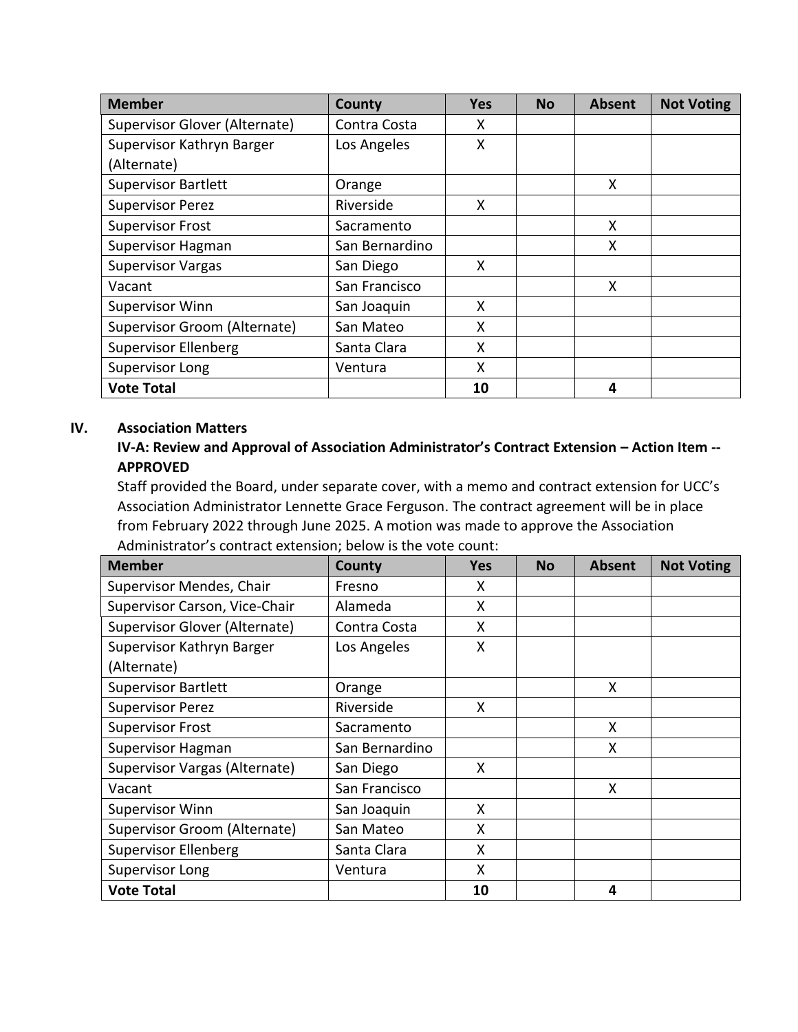| Member | County | Yes | No | Absent | Not Voting |
|---|---|---|---|---|---|
| Supervisor Glover (Alternate) | Contra Costa | X | | | |
| Supervisor Kathryn Barger (Alternate) | Los Angeles | X | | | |
| Supervisor Bartlett | Orange | | | X | |
| Supervisor Perez | Riverside | X | | | |
| Supervisor Frost | Sacramento | | | X | |
| Supervisor Hagman | San Bernardino | | | X | |
| Supervisor Vargas | San Diego | X | | | |
| Vacant | San Francisco | | | X | |
| Supervisor Winn | San Joaquin | X | | | |
| Supervisor Groom (Alternate) | San Mateo | X | | | |
| Supervisor Ellenberg | Santa Clara | X | | | |
| Supervisor Long | Ventura | X | | | |
| **Vote Total** | | **10** | | **4** | |

## IV. Association Matters

**IV-A: Review and Approval of Association Administrator's Contract Extension – Action Item -- APPROVED**

Staff provided the Board, under separate cover, with a memo and contract extension for UCC's Association Administrator Lennette Grace Ferguson. The contract agreement will be in place from February 2022 through June 2025. A motion was made to approve the Association Administrator's contract extension; below is the vote count:

| Member | County | Yes | No | Absent | Not Voting |
|---|---|---|---|---|---|
| Supervisor Mendes, Chair | Fresno | X | | | |
| Supervisor Carson, Vice-Chair | Alameda | X | | | |
| Supervisor Glover (Alternate) | Contra Costa | X | | | |
| Supervisor Kathryn Barger (Alternate) | Los Angeles | X | | | |
| Supervisor Bartlett | Orange | | | X | |
| Supervisor Perez | Riverside | X | | | |
| Supervisor Frost | Sacramento | | | X | |
| Supervisor Hagman | San Bernardino | | | X | |
| Supervisor Vargas (Alternate) | San Diego | X | | | |
| Vacant | San Francisco | | | X | |
| Supervisor Winn | San Joaquin | X | | | |
| Supervisor Groom (Alternate) | San Mateo | X | | | |
| Supervisor Ellenberg | Santa Clara | X | | | |
| Supervisor Long | Ventura | X | | | |
| **Vote Total** | | **10** | | **4** | |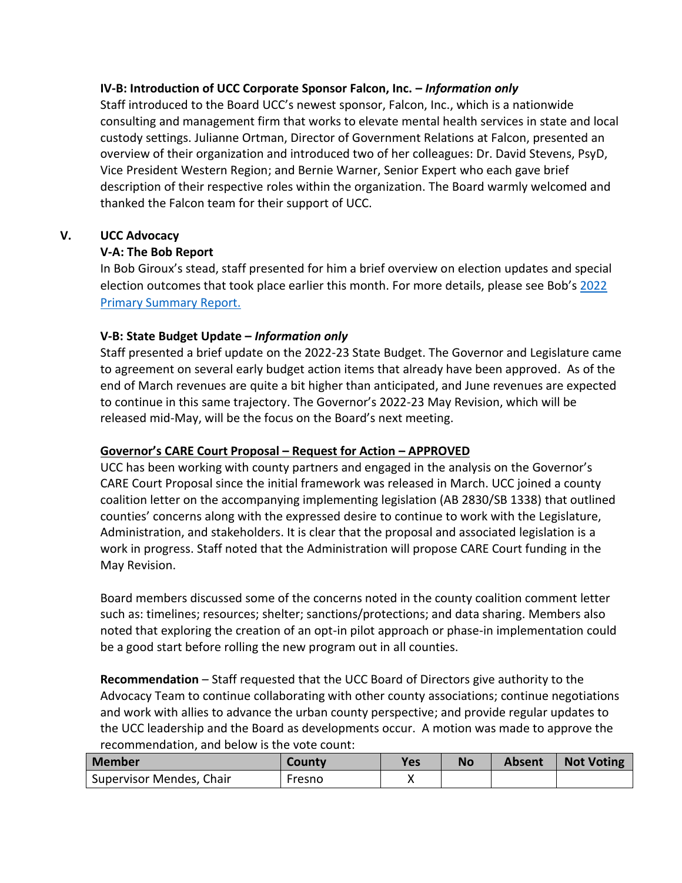**IV-B: Introduction of UCC Corporate Sponsor Falcon, Inc. – *Information only***

Staff introduced to the Board UCC's newest sponsor, Falcon, Inc., which is a nationwide consulting and management firm that works to elevate mental health services in state and local custody settings. Julianne Ortman, Director of Government Relations at Falcon, presented an overview of their organization and introduced two of her colleagues: Dr. David Stevens, PsyD, Vice President Western Region; and Bernie Warner, Senior Expert who each gave brief description of their respective roles within the organization. The Board warmly welcomed and thanked the Falcon team for their support of UCC.

## V. UCC Advocacy

**V-A: The Bob Report**

In Bob Giroux's stead, staff presented for him a brief overview on election updates and special election outcomes that took place earlier this month. For more details, please see Bob's [2022 Primary Summary Report.]()

**V-B: State Budget Update – *Information only***

Staff presented a brief update on the 2022-23 State Budget. The Governor and Legislature came to agreement on several early budget action items that already have been approved. As of the end of March revenues are quite a bit higher than anticipated, and June revenues are expected to continue in this same trajectory. The Governor's 2022-23 May Revision, which will be released mid-May, will be the focus on the Board's next meeting.

**<u>Governor's CARE Court Proposal – Request for Action – APPROVED</u>**

UCC has been working with county partners and engaged in the analysis on the Governor's CARE Court Proposal since the initial framework was released in March. UCC joined a county coalition letter on the accompanying implementing legislation (AB 2830/SB 1338) that outlined counties' concerns along with the expressed desire to continue to work with the Legislature, Administration, and stakeholders. It is clear that the proposal and associated legislation is a work in progress. Staff noted that the Administration will propose CARE Court funding in the May Revision.

Board members discussed some of the concerns noted in the county coalition comment letter such as: timelines; resources; shelter; sanctions/protections; and data sharing. Members also noted that exploring the creation of an opt-in pilot approach or phase-in implementation could be a good start before rolling the new program out in all counties.

**Recommendation** – Staff requested that the UCC Board of Directors give authority to the Advocacy Team to continue collaborating with other county associations; continue negotiations and work with allies to advance the urban county perspective; and provide regular updates to the UCC leadership and the Board as developments occur. A motion was made to approve the recommendation, and below is the vote count:

| Member | County | Yes | No | Absent | Not Voting |
|---|---|---|---|---|---|
| Supervisor Mendes, Chair | Fresno | X | | | |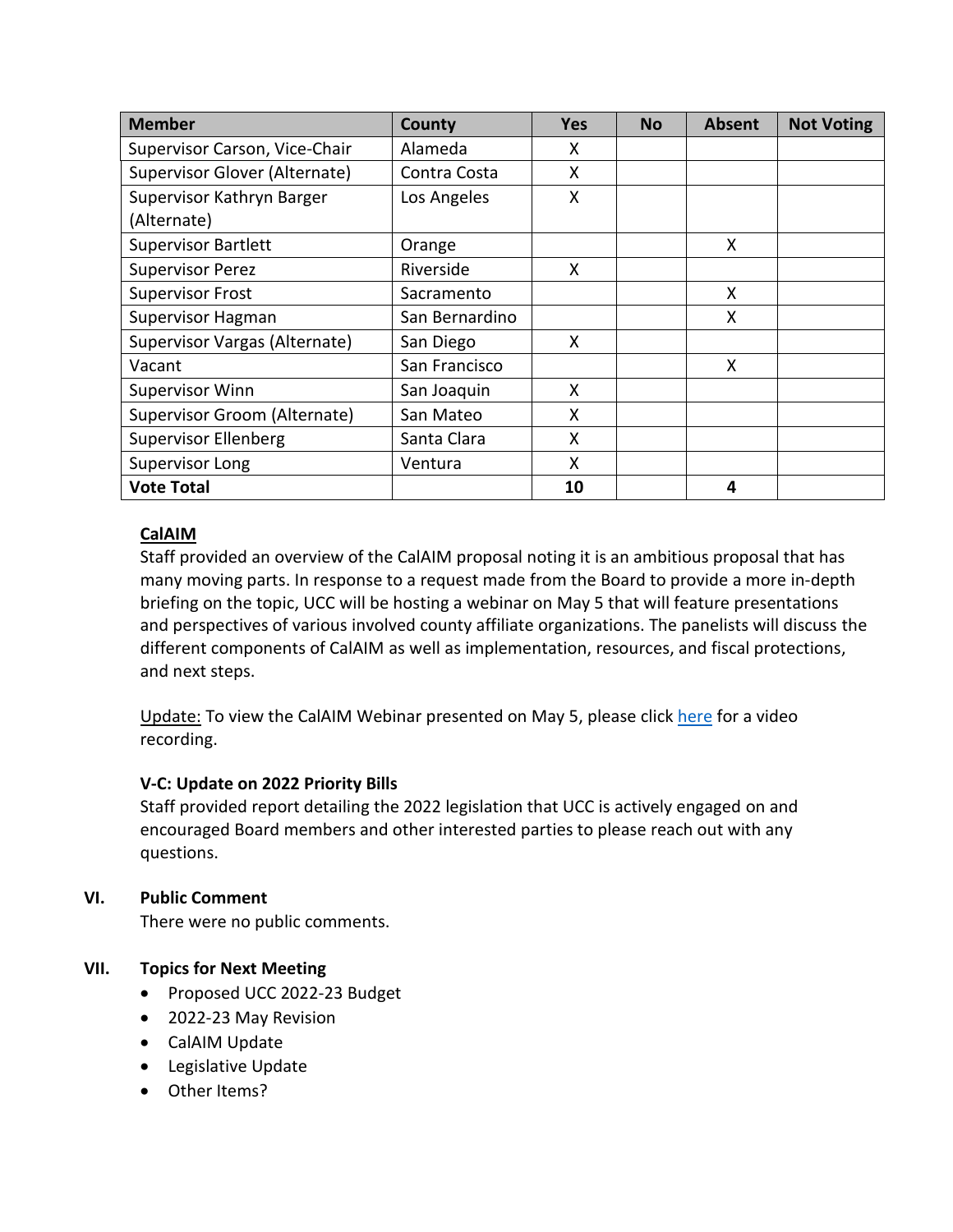| Member | County | Yes | No | Absent | Not Voting |
|---|---|---|---|---|---|
| Supervisor Carson, Vice-Chair | Alameda | X | | | |
| Supervisor Glover (Alternate) | Contra Costa | X | | | |
| Supervisor Kathryn Barger (Alternate) | Los Angeles | X | | | |
| Supervisor Bartlett | Orange | | | X | |
| Supervisor Perez | Riverside | X | | | |
| Supervisor Frost | Sacramento | | | X | |
| Supervisor Hagman | San Bernardino | | | X | |
| Supervisor Vargas (Alternate) | San Diego | X | | | |
| Vacant | San Francisco | | | X | |
| Supervisor Winn | San Joaquin | X | | | |
| Supervisor Groom (Alternate) | San Mateo | X | | | |
| Supervisor Ellenberg | Santa Clara | X | | | |
| Supervisor Long | Ventura | X | | | |
| **Vote Total** | | **10** | | **4** | |

**<u>CalAIM</u>**

Staff provided an overview of the CalAIM proposal noting it is an ambitious proposal that has many moving parts. In response to a request made from the Board to provide a more in-depth briefing on the topic, UCC will be hosting a webinar on May 5 that will feature presentations and perspectives of various involved county affiliate organizations. The panelists will discuss the different components of CalAIM as well as implementation, resources, and fiscal protections, and next steps.

<u>Update:</u> To view the CalAIM Webinar presented on May 5, please click <u>here</u> for a video recording.

**V-C: Update on 2022 Priority Bills**

Staff provided report detailing the 2022 legislation that UCC is actively engaged on and encouraged Board members and other interested parties to please reach out with any questions.

## VI. Public Comment

There were no public comments.

## VII. Topics for Next Meeting

- Proposed UCC 2022-23 Budget
- 2022-23 May Revision
- CalAIM Update
- Legislative Update
- Other Items?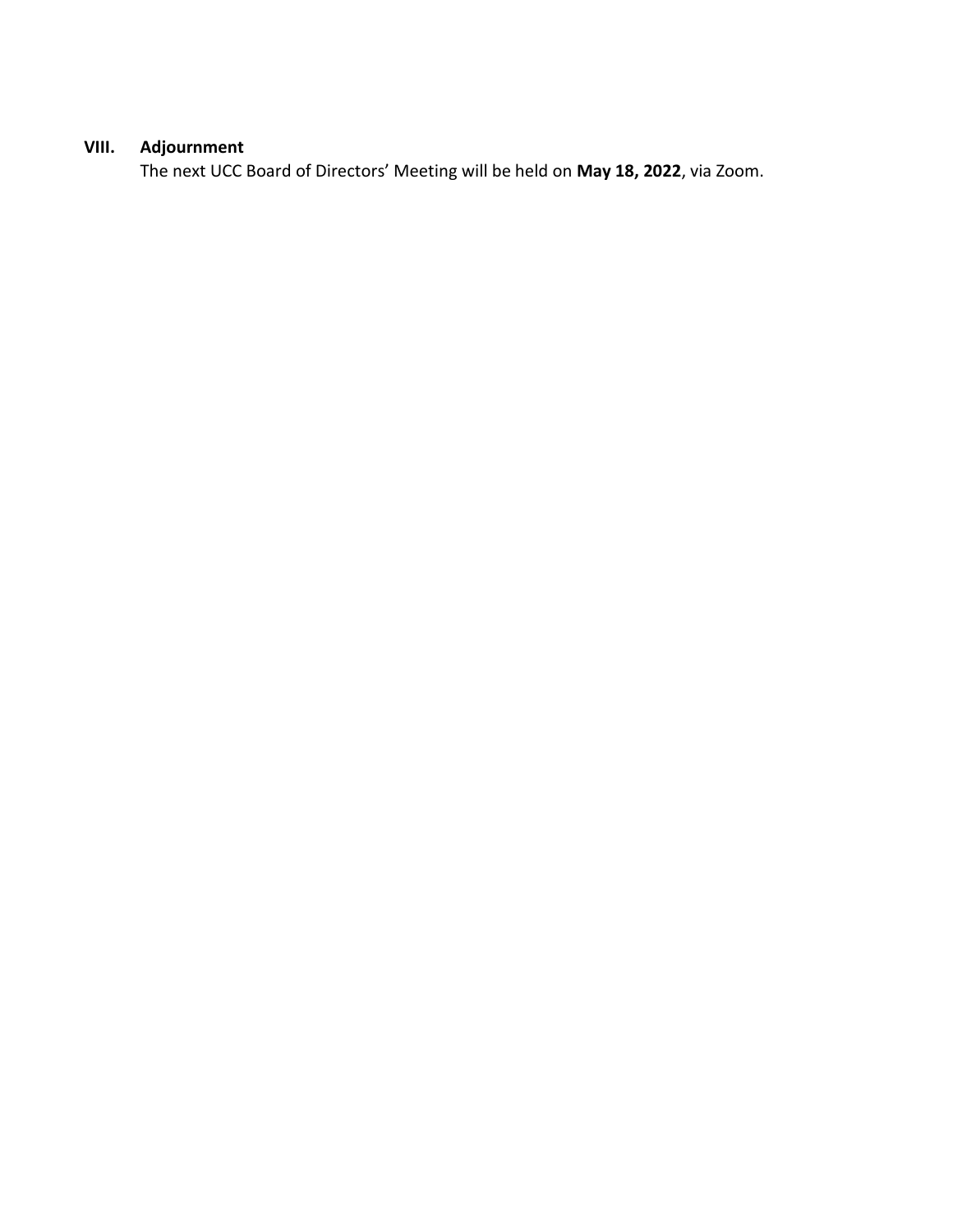## VIII. Adjournment

The next UCC Board of Directors' Meeting will be held on **May 18, 2022**, via Zoom.